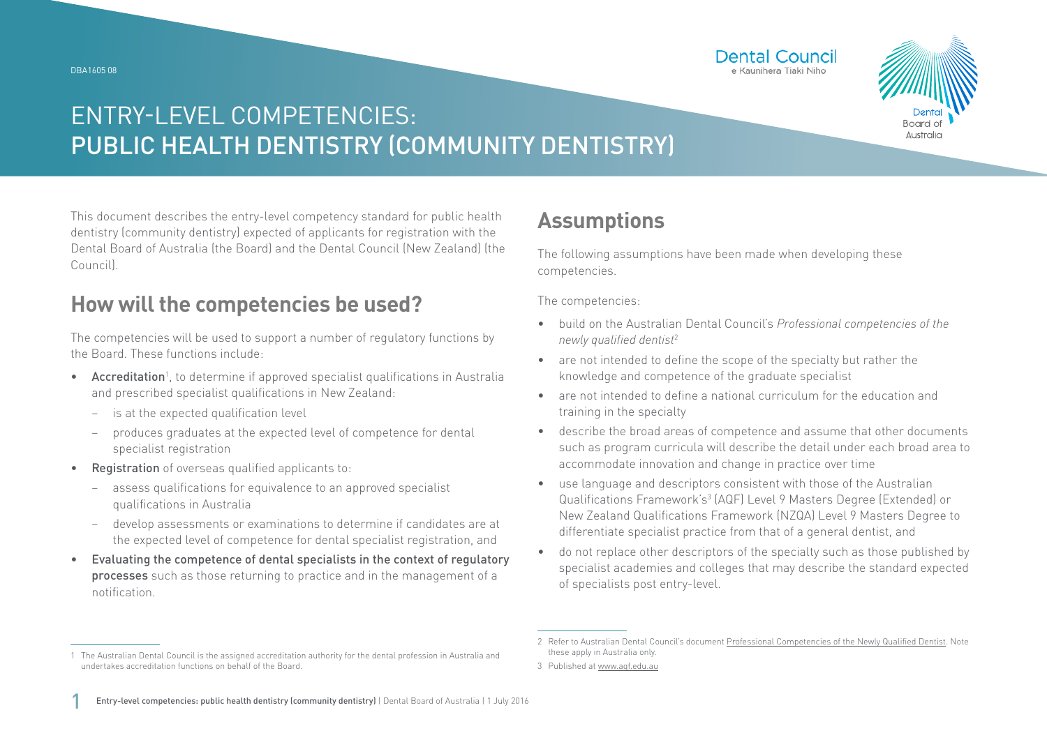DBA1605 08

# ENTRY-LEVEL COMPETENCIES: PUBLIC HEALTH DENTISTRY (COMMUNITY DENTISTRY)

This document describes the entry-level competency standard for public health dentistry (community dentistry) expected of applicants for registration with the Dental Board of Australia (the Board) and the Dental Council (New Zealand) (the Council).

## How will the competencies be used?

The competencies will be used to support a number of regulatory functions by the Board. These functions include:

- **Accreditation**[1], to determine if approved specialist qualifications in Australia and prescribed specialist qualifications in New Zealand:
  - is at the expected qualification level
  - produces graduates at the expected level of competence for dental specialist registration
- **Registration** of overseas qualified applicants to:
  - assess qualifications for equivalence to an approved specialist qualifications in Australia
  - develop assessments or examinations to determine if candidates are at the expected level of competence for dental specialist registration, and
- **Evaluating the competence of dental specialists in the context of regulatory processes** such as those returning to practice and in the management of a notification.

## Assumptions

The following assumptions have been made when developing these competencies.

The competencies:

- build on the Australian Dental Council's *Professional competencies of the newly qualified dentist*[2]
- are not intended to define the scope of the specialty but rather the knowledge and competence of the graduate specialist
- are not intended to define a national curriculum for the education and training in the specialty
- describe the broad areas of competence and assume that other documents such as program curricula will describe the detail under each broad area to accommodate innovation and change in practice over time
- use language and descriptors consistent with those of the Australian Qualifications Framework's[3] (AQF) Level 9 Masters Degree (Extended) or New Zealand Qualifications Framework (NZQA) Level 9 Masters Degree to differentiate specialist practice from that of a general dentist, and
- do not replace other descriptors of the specialty such as those published by specialist academies and colleges that may describe the standard expected of specialists post entry-level.

---

1 The Australian Dental Council is the assigned accreditation authority for the dental profession in Australia and undertakes accreditation functions on behalf of the Board.

2 Refer to Australian Dental Council's document Professional Competencies of the Newly Qualified Dentist. Note these apply in Australia only.

3 Published at www.aqf.edu.au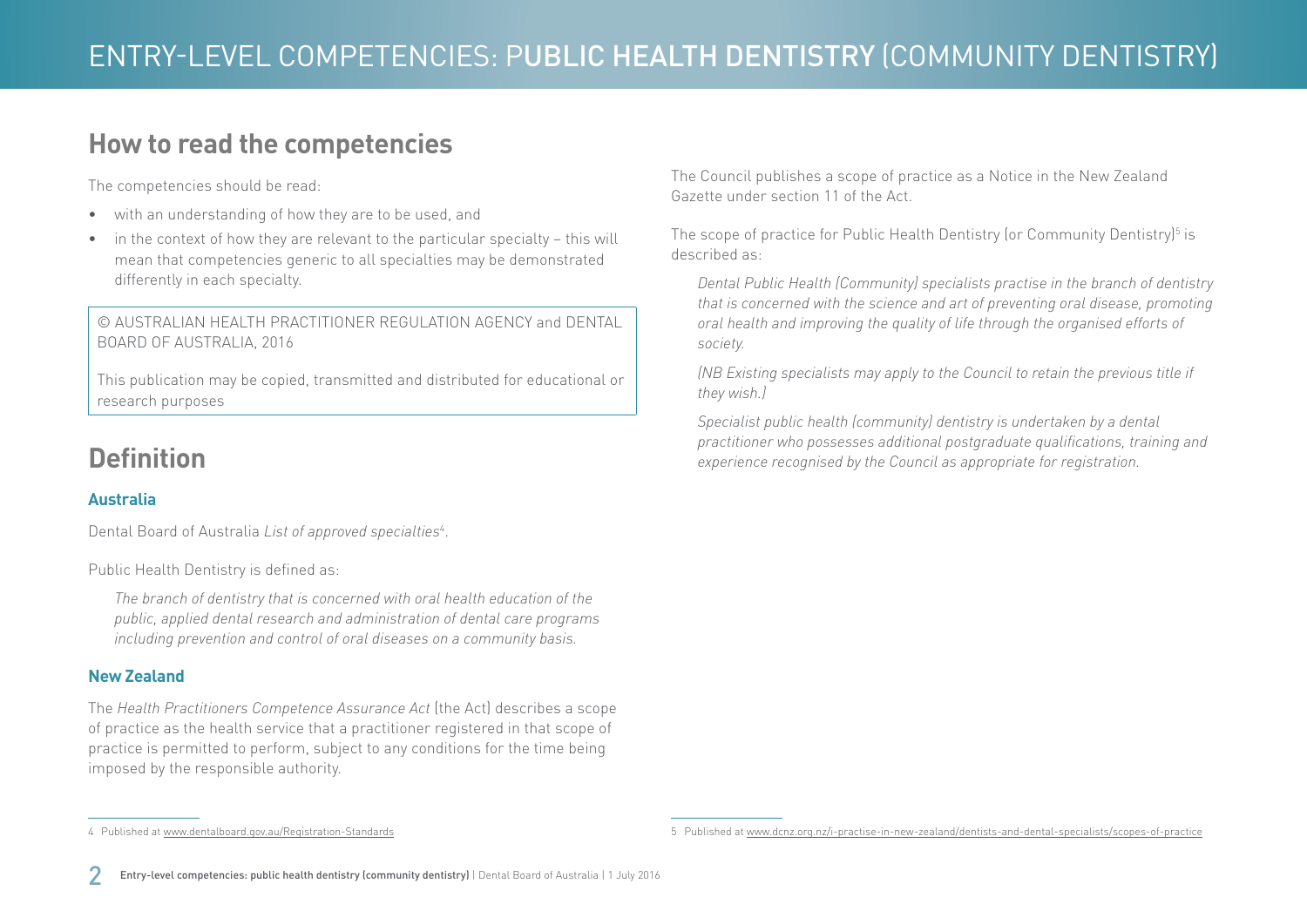## How to read the competencies

The competencies should be read:

- with an understanding of how they are to be used, and
- in the context of how they are relevant to the particular specialty – this will mean that competencies generic to all specialties may be demonstrated differently in each specialty.

© AUSTRALIAN HEALTH PRACTITIONER REGULATION AGENCY and DENTAL BOARD OF AUSTRALIA, 2016

This publication may be copied, transmitted and distributed for educational or research purposes

## Definition

### Australia

Dental Board of Australia *List of approved specialties*[4].

Public Health Dentistry is defined as:

> *The branch of dentistry that is concerned with oral health education of the public, applied dental research and administration of dental care programs including prevention and control of oral diseases on a community basis.*

### New Zealand

The *Health Practitioners Competence Assurance Act* (the Act) describes a scope of practice as the health service that a practitioner registered in that scope of practice is permitted to perform, subject to any conditions for the time being imposed by the responsible authority.

The Council publishes a scope of practice as a Notice in the New Zealand Gazette under section 11 of the Act.

The scope of practice for Public Health Dentistry (or Community Dentistry)[5] is described as:

> *Dental Public Health (Community) specialists practise in the branch of dentistry that is concerned with the science and art of preventing oral disease, promoting oral health and improving the quality of life through the organised efforts of society.*
>
> *(NB Existing specialists may apply to the Council to retain the previous title if they wish.)*
>
> *Specialist public health (community) dentistry is undertaken by a dental practitioner who possesses additional postgraduate qualifications, training and experience recognised by the Council as appropriate for registration.*

---

4 Published at www.dentalboard.gov.au/Registration-Standards

5 Published at www.dcnz.org.nz/i-practise-in-new-zealand/dentists-and-dental-specialists/scopes-of-practice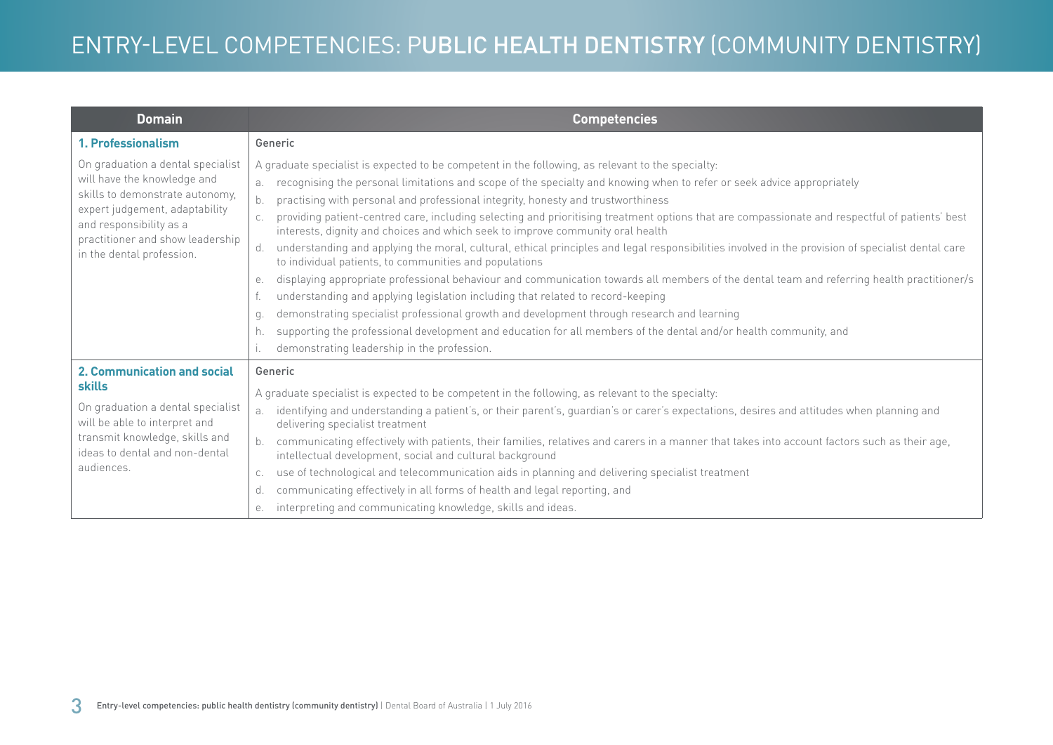# ENTRY-LEVEL COMPETENCIES: PUBLIC HEALTH DENTISTRY (COMMUNITY DENTISTRY)

| Domain | Competencies |
|---|---|
| **1. Professionalism**<br><br>On graduation a dental specialist will have the knowledge and skills to demonstrate autonomy, expert judgement, adaptability and responsibility as a practitioner and show leadership in the dental profession. | Generic<br><br>A graduate specialist is expected to be competent in the following, as relevant to the specialty:<br>a. recognising the personal limitations and scope of the specialty and knowing when to refer or seek advice appropriately<br>b. practising with personal and professional integrity, honesty and trustworthiness<br>c. providing patient-centred care, including selecting and prioritising treatment options that are compassionate and respectful of patients' best interests, dignity and choices and which seek to improve community oral health<br>d. understanding and applying the moral, cultural, ethical principles and legal responsibilities involved in the provision of specialist dental care to individual patients, to communities and populations<br>e. displaying appropriate professional behaviour and communication towards all members of the dental team and referring health practitioner/s<br>f. understanding and applying legislation including that related to record-keeping<br>g. demonstrating specialist professional growth and development through research and learning<br>h. supporting the professional development and education for all members of the dental and/or health community, and<br>i. demonstrating leadership in the profession. |
| **2. Communication and social skills**<br><br>On graduation a dental specialist will be able to interpret and transmit knowledge, skills and ideas to dental and non-dental audiences. | Generic<br><br>A graduate specialist is expected to be competent in the following, as relevant to the specialty:<br>a. identifying and understanding a patient's, or their parent's, guardian's or carer's expectations, desires and attitudes when planning and delivering specialist treatment<br>b. communicating effectively with patients, their families, relatives and carers in a manner that takes into account factors such as their age, intellectual development, social and cultural background<br>c. use of technological and telecommunication aids in planning and delivering specialist treatment<br>d. communicating effectively in all forms of health and legal reporting, and<br>e. interpreting and communicating knowledge, skills and ideas. |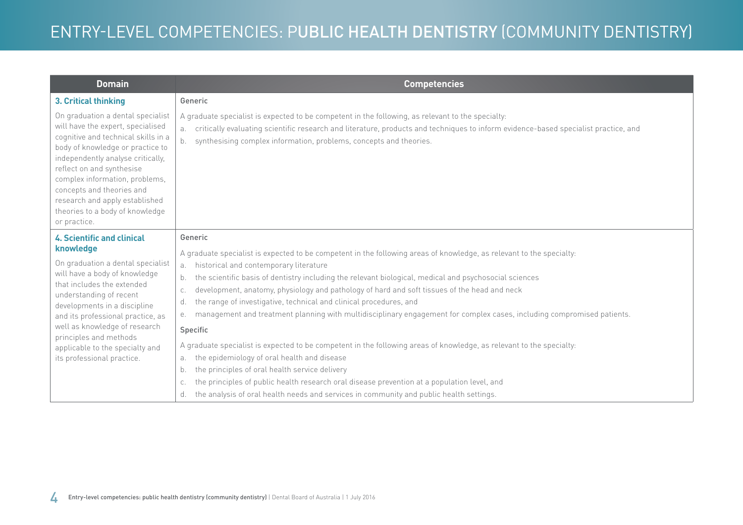# ENTRY-LEVEL COMPETENCIES: PUBLIC HEALTH DENTISTRY (COMMUNITY DENTISTRY)

| Domain | Competencies |
|---|---|
| **3. Critical thinking**<br><br>On graduation a dental specialist will have the expert, specialised cognitive and technical skills in a body of knowledge or practice to independently analyse critically, reflect on and synthesise complex information, problems, concepts and theories and research and apply established theories to a body of knowledge or practice. | Generic<br><br>A graduate specialist is expected to be competent in the following, as relevant to the specialty:<br>a. critically evaluating scientific research and literature, products and techniques to inform evidence-based specialist practice, and<br>b. synthesising complex information, problems, concepts and theories. |
| **4. Scientific and clinical knowledge**<br><br>On graduation a dental specialist will have a body of knowledge that includes the extended understanding of recent developments in a discipline and its professional practice, as well as knowledge of research principles and methods applicable to the specialty and its professional practice. | Generic<br><br>A graduate specialist is expected to be competent in the following areas of knowledge, as relevant to the specialty:<br>a. historical and contemporary literature<br>b. the scientific basis of dentistry including the relevant biological, medical and psychosocial sciences<br>c. development, anatomy, physiology and pathology of hard and soft tissues of the head and neck<br>d. the range of investigative, technical and clinical procedures, and<br>e. management and treatment planning with multidisciplinary engagement for complex cases, including compromised patients.<br><br>Specific<br><br>A graduate specialist is expected to be competent in the following areas of knowledge, as relevant to the specialty:<br>a. the epidemiology of oral health and disease<br>b. the principles of oral health service delivery<br>c. the principles of public health research oral disease prevention at a population level, and<br>d. the analysis of oral health needs and services in community and public health settings. |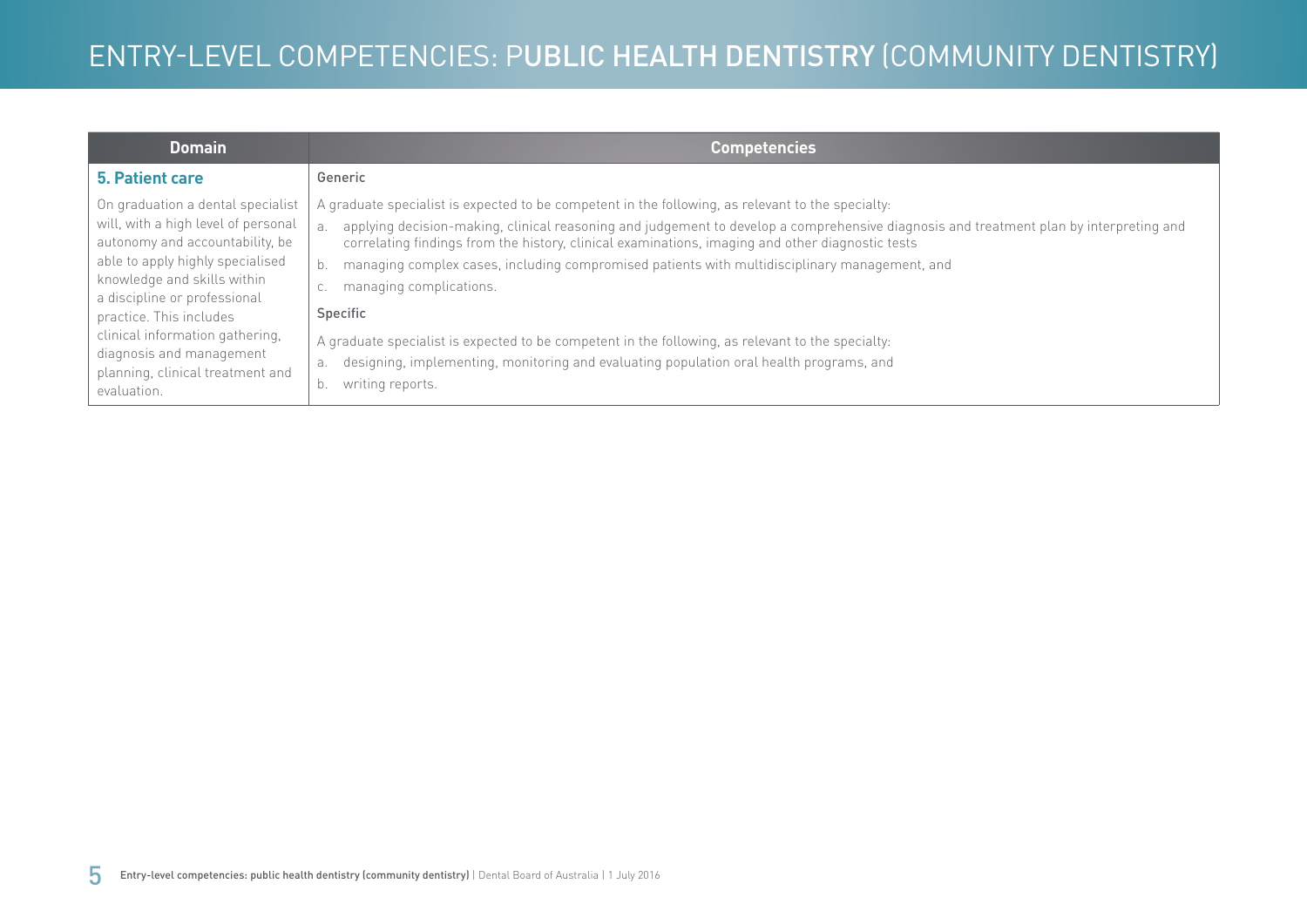# ENTRY-LEVEL COMPETENCIES: PUBLIC HEALTH DENTISTRY (COMMUNITY DENTISTRY)

| Domain | Competencies |
|---|---|
| **5. Patient care**<br><br>On graduation a dental specialist will, with a high level of personal autonomy and accountability, be able to apply highly specialised knowledge and skills within a discipline or professional practice. This includes clinical information gathering, diagnosis and management planning, clinical treatment and evaluation. | Generic<br><br>A graduate specialist is expected to be competent in the following, as relevant to the specialty:<br>a. applying decision-making, clinical reasoning and judgement to develop a comprehensive diagnosis and treatment plan by interpreting and correlating findings from the history, clinical examinations, imaging and other diagnostic tests<br>b. managing complex cases, including compromised patients with multidisciplinary management, and<br>c. managing complications.<br><br>Specific<br><br>A graduate specialist is expected to be competent in the following, as relevant to the specialty:<br>a. designing, implementing, monitoring and evaluating population oral health programs, and<br>b. writing reports. |